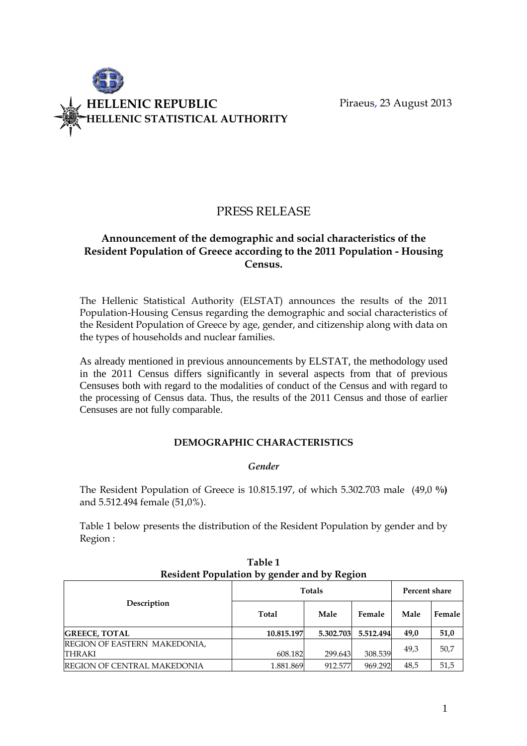**HELLENIC REPUBLIC**
**HELLENIC STATISTICAL AUTHORITY**

Piraeus, 23 August 2013

# PRESS RELEASE

## Announcement of the demographic and social characteristics of the Resident Population of Greece according to the 2011 Population - Housing Census.

The Hellenic Statistical Authority (ELSTAT) announces the results of the 2011 Population-Housing Census regarding the demographic and social characteristics of the Resident Population of Greece by age, gender, and citizenship along with data on the types of households and nuclear families.

As already mentioned in previous announcements by ELSTAT, the methodology used in the 2011 Census differs significantly in several aspects from that of previous Censuses both with regard to the modalities of conduct of the Census and with regard to the processing of Census data. Thus, the results of the 2011 Census and those of earlier Censuses are not fully comparable.

### DEMOGRAPHIC CHARACTERISTICS

*Gender*

The Resident Population of Greece is 10.815.197, of which 5.302.703 male (49,0 %) and 5.512.494 female (51,0%).

Table 1 below presents the distribution of the Resident Population by gender and by Region :

**Table 1**
**Resident Population by gender and by Region**

| Description | Totals | | | Percent share | |
|---|---|---|---|---|---|
| | Total | Male | Female | Male | Female |
| **GREECE, TOTAL** | **10.815.197** | **5.302.703** | **5.512.494** | **49,0** | **51,0** |
| REGION OF EASTERN MAKEDONIA, THRAKI | 608.182 | 299.643 | 308.539 | 49,3 | 50,7 |
| REGION OF CENTRAL MAKEDONIA | 1.881.869 | 912.577 | 969.292 | 48,5 | 51,5 |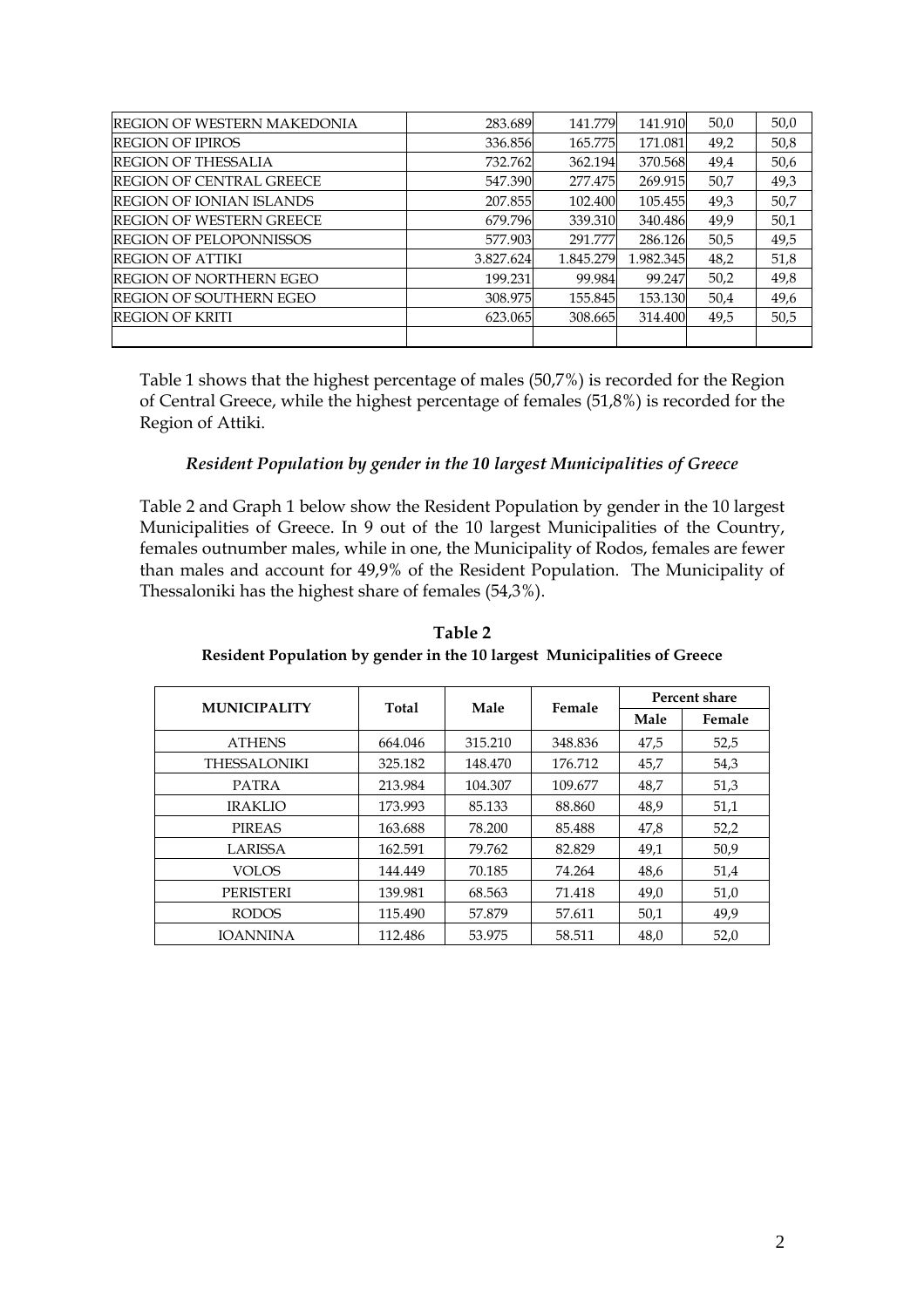| | | | | | |
|---|---|---|---|---|---|
| REGION OF WESTERN MAKEDONIA | 283.689 | 141.779 | 141.910 | 50,0 | 50,0 |
| REGION OF IPIROS | 336.856 | 165.775 | 171.081 | 49,2 | 50,8 |
| REGION OF THESSALIA | 732.762 | 362.194 | 370.568 | 49,4 | 50,6 |
| REGION OF CENTRAL GREECE | 547.390 | 277.475 | 269.915 | 50,7 | 49,3 |
| REGION OF IONIAN ISLANDS | 207.855 | 102.400 | 105.455 | 49,3 | 50,7 |
| REGION OF WESTERN GREECE | 679.796 | 339.310 | 340.486 | 49,9 | 50,1 |
| REGION OF PELOPONNISSOS | 577.903 | 291.777 | 286.126 | 50,5 | 49,5 |
| REGION OF ATTIKI | 3.827.624 | 1.845.279 | 1.982.345 | 48,2 | 51,8 |
| REGION OF NORTHERN EGEO | 199.231 | 99.984 | 99.247 | 50,2 | 49,8 |
| REGION OF SOUTHERN EGEO | 308.975 | 155.845 | 153.130 | 50,4 | 49,6 |
| REGION OF KRITI | 623.065 | 308.665 | 314.400 | 49,5 | 50,5 |

Table 1 shows that the highest percentage of males (50,7%) is recorded for the Region of Central Greece, while the highest percentage of females (51,8%) is recorded for the Region of Attiki.

### *Resident Population by gender in the 10 largest Municipalities of Greece*

Table 2 and Graph 1 below show the Resident Population by gender in the 10 largest Municipalities of Greece. In 9 out of the 10 largest Municipalities of the Country, females outnumber males, while in one, the Municipality of Rodos, females are fewer than males and account for 49,9% of the Resident Population. The Municipality of Thessaloniki has the highest share of females (54,3%).

**Table 2**
**Resident Population by gender in the 10 largest Municipalities of Greece**

| MUNICIPALITY | Total | Male | Female | Percent share | |
|---|---|---|---|---|---|
| | | | | Male | Female |
| ATHENS | 664.046 | 315.210 | 348.836 | 47,5 | 52,5 |
| THESSALONIKI | 325.182 | 148.470 | 176.712 | 45,7 | 54,3 |
| PATRA | 213.984 | 104.307 | 109.677 | 48,7 | 51,3 |
| IRAKLIO | 173.993 | 85.133 | 88.860 | 48,9 | 51,1 |
| PIREAS | 163.688 | 78.200 | 85.488 | 47,8 | 52,2 |
| LARISSA | 162.591 | 79.762 | 82.829 | 49,1 | 50,9 |
| VOLOS | 144.449 | 70.185 | 74.264 | 48,6 | 51,4 |
| PERISTERI | 139.981 | 68.563 | 71.418 | 49,0 | 51,0 |
| RODOS | 115.490 | 57.879 | 57.611 | 50,1 | 49,9 |
| IOANNINA | 112.486 | 53.975 | 58.511 | 48,0 | 52,0 |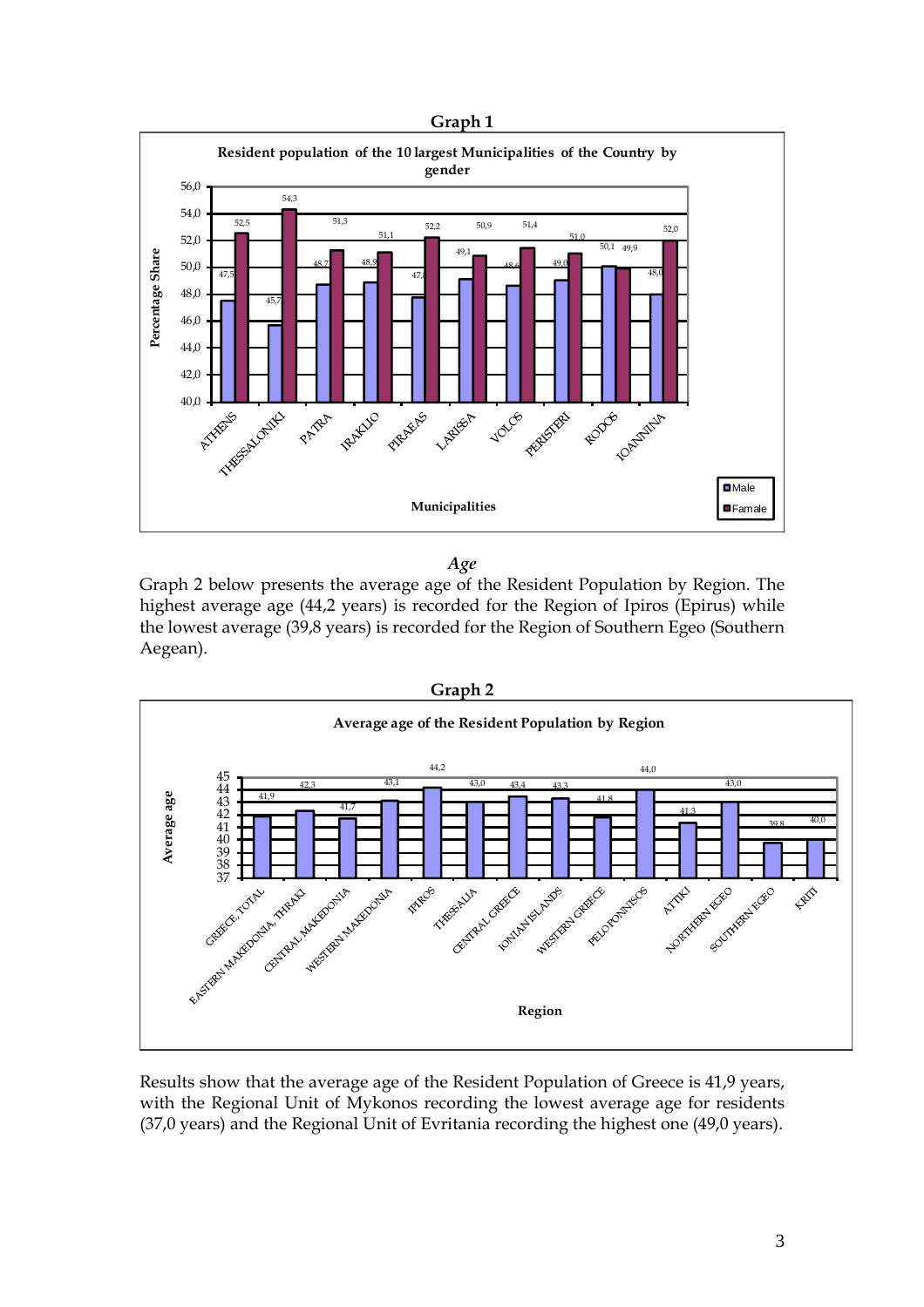**Graph 1**

**Resident population of the 10 largest Municipalities of the Country by gender**

| Municipalities | Male | Famale |
|---|---|---|
| ATHENS | 47,5 | 52,5 |
| THESSALONIKI | 45,7 | 54,3 |
| PATRA | 48,7 | 51,3 |
| IRAKLIO | 48,9 | 51,1 |
| PIRAEAS | 47,8 | 52,2 |
| LARISSA | 49,1 | 50,9 |
| VOLOS | 48,6 | 51,4 |
| PERISTERI | 49,0 | 51,0 |
| RODOS | 50,1 | 49,9 |
| IOANNINA | 48,0 | 52,0 |

*Age*

Graph 2 below presents the average age of the Resident Population by Region. The highest average age (44,2 years) is recorded for the Region of Ipiros (Epirus) while the lowest average (39,8 years) is recorded for the Region of Southern Egeo (Southern Aegean).

**Graph 2**

**Average age of the Resident Population by Region**

| Region | Average age |
|---|---|
| GREECE, TOTAL | 41,9 |
| EASTERN MAKEDONIA, THRAKI | 42,3 |
| CENTRAL MAKEDONIA | 41,7 |
| WESTERN MAKEDONIA | 43,1 |
| IPIROS | 44,2 |
| THESSALIA | 43,0 |
| CENTRAL GREECE | 43,4 |
| IONIAN ISLANDS | 43,3 |
| WESTERN GREECE | 41,8 |
| PELOPONNISOS | 44,0 |
| ATTIKI | 41,3 |
| NORTHERN EGEO | 43,0 |
| SOUTHERN EGEO | 39,8 |
| KRITI | 40,0 |

Results show that the average age of the Resident Population of Greece is 41,9 years, with the Regional Unit of Mykonos recording the lowest average age for residents (37,0 years) and the Regional Unit of Evritania recording the highest one (49,0 years).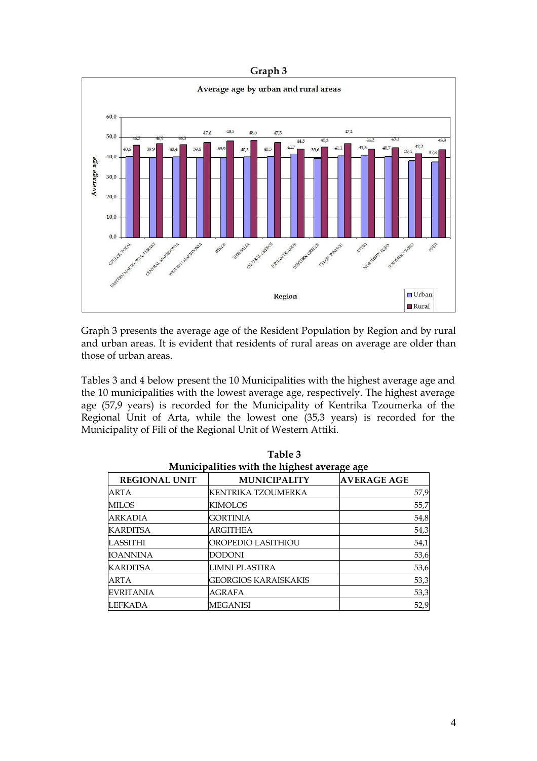**Graph 3**

Graph 3 presents the average age of the Resident Population by Region and by rural and urban areas. It is evident that residents of rural areas on average are older than those of urban areas.

Tables 3 and 4 below present the 10 Municipalities with the highest average age and the 10 municipalities with the lowest average age, respectively. The highest average age (57,9 years) is recorded for the Municipality of Kentrika Tzoumerka of the Regional Unit of Arta, while the lowest one (35,3 years) is recorded for the Municipality of Fili of the Regional Unit of Western Attiki.

**Table 3**
**Municipalities with the highest average age**

| REGIONAL UNIT | MUNICIPALITY | AVERAGE AGE |
|---|---|---|
| ARTA | KENTRIKA TZOUMERKA | 57,9 |
| MILOS | KIMOLOS | 55,7 |
| ARKADIA | GORTINIA | 54,8 |
| KARDITSA | ARGITHEA | 54,3 |
| LASSITHI | OROPEDIO LASITHIOU | 54,1 |
| IOANNINA | DODONI | 53,6 |
| KARDITSA | LIMNI PLASTIRA | 53,6 |
| ARTA | GEORGIOS KARAISKAKIS | 53,3 |
| EVRITANIA | AGRAFA | 53,3 |
| LEFKADA | MEGANISI | 52,9 |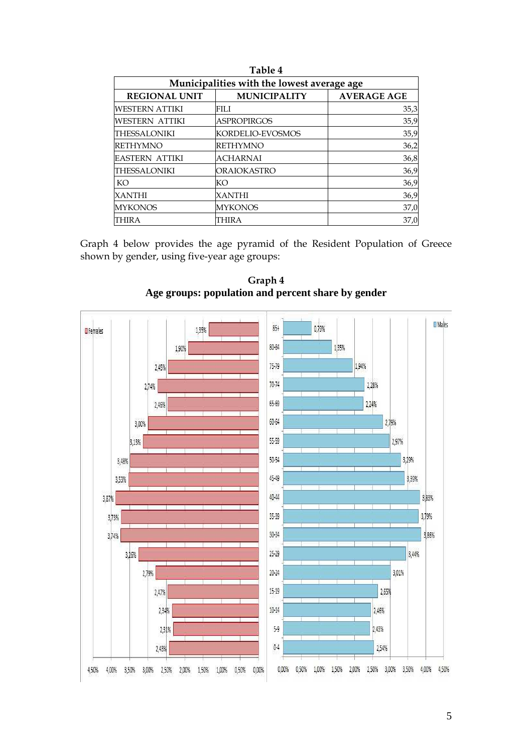**Table 4**

| Municipalities with the lowest average age | | |
|---|---|---|
| **REGIONAL UNIT** | **MUNICIPALITY** | **AVERAGE AGE** |
| WESTERN ATTIKI | FILI | 35,3 |
| WESTERN ATTIKI | ASPROPIRGOS | 35,9 |
| THESSALONIKI | KORDELIO-EVOSMOS | 35,9 |
| RETHYMNO | RETHYMNO | 36,2 |
| EASTERN ATTIKI | ACHARNAI | 36,8 |
| THESSALONIKI | ORAIOKASTRO | 36,9 |
| KO | KO | 36,9 |
| XANTHI | XANTHI | 36,9 |
| MYKONOS | MYKONOS | 37,0 |
| THIRA | THIRA | 37,0 |

Graph 4 below provides the age pyramid of the Resident Population of Greece shown by gender, using five-year age groups:

**Graph 4**
**Age groups: population and percent share by gender**

| Age group | Females | Males |
|---|---|---|
| 85+ | 1,35% | 0,79% |
| 80-84 | 1,90% | 1,35% |
| 75-79 | 2,45% | 1,94% |
| 70-74 | 2,74% | 2,28% |
| 65-69 | 2,46% | 2,24% |
| 60-64 | 3,00% | 2,79% |
| 55-59 | 3,13% | 2,97% |
| 50-54 | 3,48% | 3,29% |
| 45-49 | 3,53% | 3,39% |
| 40-44 | 3,87% | 3,83% |
| 35-39 | 3,73% | 3,79% |
| 30-34 | 3,74% | 3,86% |
| 25-29 | 3,26% | 3,44% |
| 20-24 | 2,79% | 3,01% |
| 15-19 | 2,47% | 2,65% |
| 10-14 | 2,34% | 2,46% |
| 5-9 | 2,31% | 2,43% |
| 0-4 | 2,43% | 2,54% |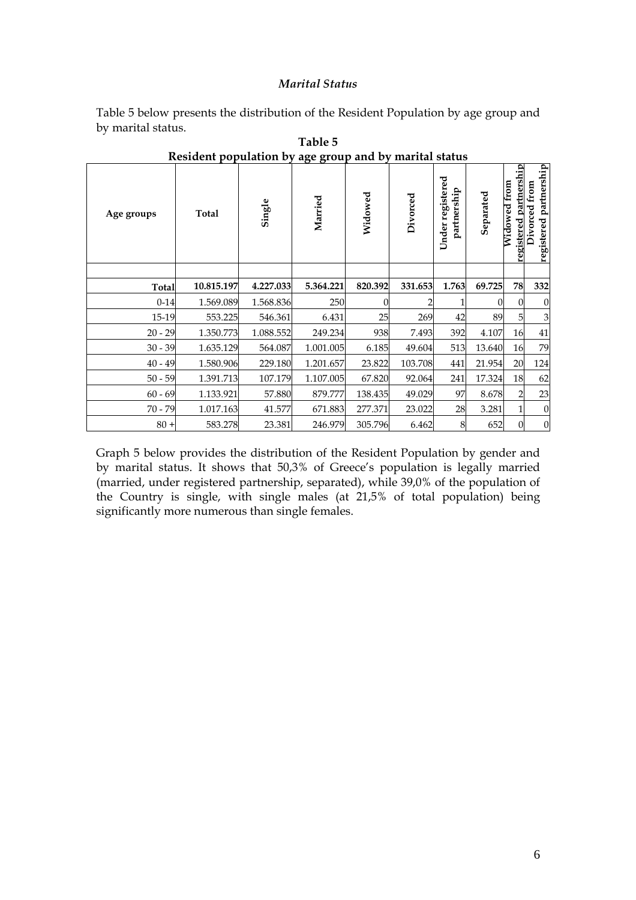### *Marital Status*

Table 5 below presents the distribution of the Resident Population by age group and by marital status.

**Table 5**
**Resident population by age group and by marital status**

| Age groups | Total | Single | Married | Widowed | Divorced | Under registered partnership | Separated | Widowed from registered partnership | Divorced from registered partnership |
|---|---|---|---|---|---|---|---|---|---|
| **Total** | **10.815.197** | **4.227.033** | **5.364.221** | **820.392** | **331.653** | **1.763** | **69.725** | **78** | **332** |
| 0-14 | 1.569.089 | 1.568.836 | 250 | 0 | 2 | 1 | 0 | 0 | 0 |
| 15-19 | 553.225 | 546.361 | 6.431 | 25 | 269 | 42 | 89 | 5 | 3 |
| 20 - 29 | 1.350.773 | 1.088.552 | 249.234 | 938 | 7.493 | 392 | 4.107 | 16 | 41 |
| 30 - 39 | 1.635.129 | 564.087 | 1.001.005 | 6.185 | 49.604 | 513 | 13.640 | 16 | 79 |
| 40 - 49 | 1.580.906 | 229.180 | 1.201.657 | 23.822 | 103.708 | 441 | 21.954 | 20 | 124 |
| 50 - 59 | 1.391.713 | 107.179 | 1.107.005 | 67.820 | 92.064 | 241 | 17.324 | 18 | 62 |
| 60 - 69 | 1.133.921 | 57.880 | 879.777 | 138.435 | 49.029 | 97 | 8.678 | 2 | 23 |
| 70 - 79 | 1.017.163 | 41.577 | 671.883 | 277.371 | 23.022 | 28 | 3.281 | 1 | 0 |
| 80 + | 583.278 | 23.381 | 246.979 | 305.796 | 6.462 | 8 | 652 | 0 | 0 |

Graph 5 below provides the distribution of the Resident Population by gender and by marital status. It shows that 50,3% of Greece's population is legally married (married, under registered partnership, separated), while 39,0% of the population of the Country is single, with single males (at 21,5% of total population) being significantly more numerous than single females.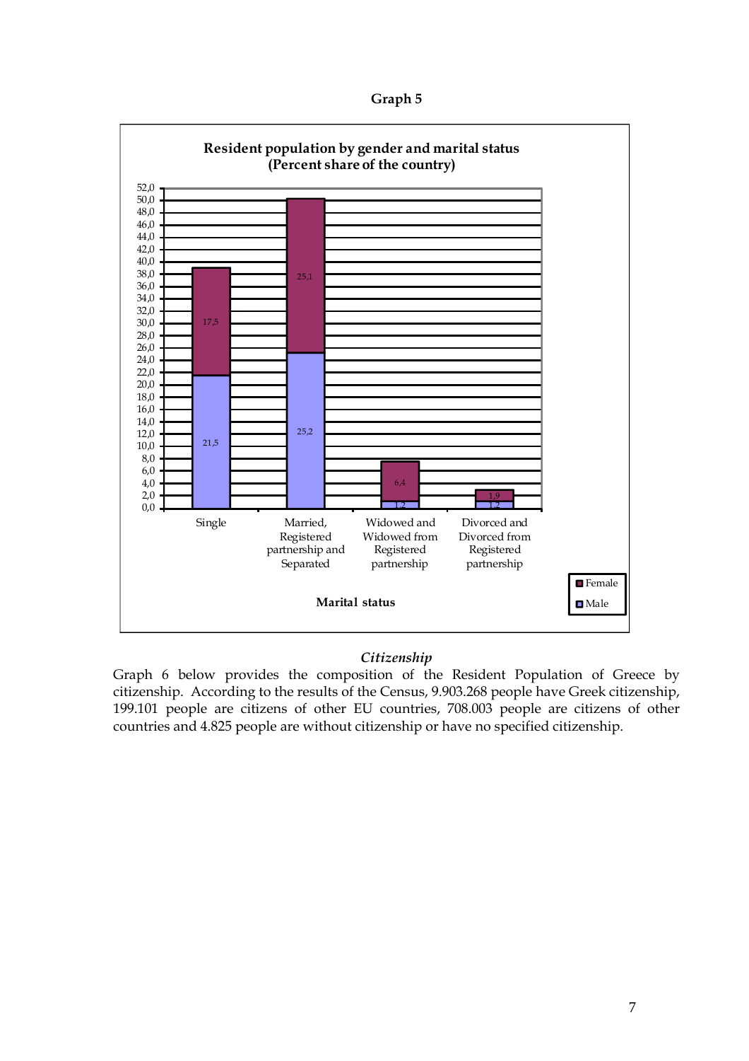**Graph 5**

**Resident population by gender and marital status (Percent share of the country)**

| Marital status | Male | Female |
| --- | --- | --- |
| Single | 21,5 | 17,5 |
| Married, Registered partnership and Separated | 25,2 | 25,1 |
| Widowed and Widowed from Registered partnership | 1,2 | 6,4 |
| Divorced and Divorced from Registered partnership | 1,2 | 1,9 |

### *Citizenship*

Graph 6 below provides the composition of the Resident Population of Greece by citizenship. According to the results of the Census, 9.903.268 people have Greek citizenship, 199.101 people are citizens of other EU countries, 708.003 people are citizens of other countries and 4.825 people are without citizenship or have no specified citizenship.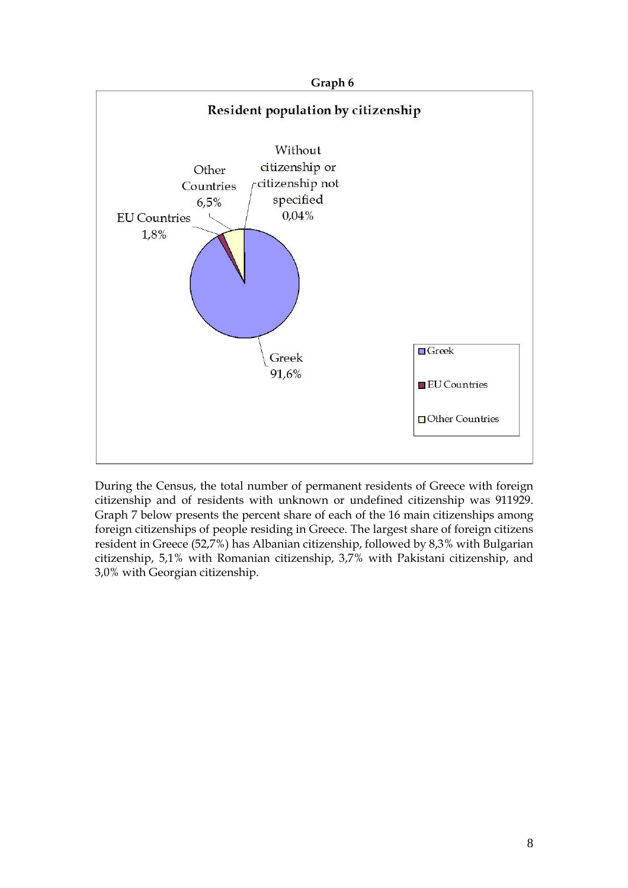**Graph 6**

**Resident population by citizenship**

Greek 91,6%

EU Countries 1,8%

Other Countries 6,5%

Without citizenship or citizenship not specified 0,04%

During the Census, the total number of permanent residents of Greece with foreign citizenship and of residents with unknown or undefined citizenship was 911929. Graph 7 below presents the percent share of each of the 16 main citizenships among foreign citizenships of people residing in Greece. The largest share of foreign citizens resident in Greece (52,7%) has Albanian citizenship, followed by 8,3% with Bulgarian citizenship, 5,1% with Romanian citizenship, 3,7% with Pakistani citizenship, and 3,0% with Georgian citizenship.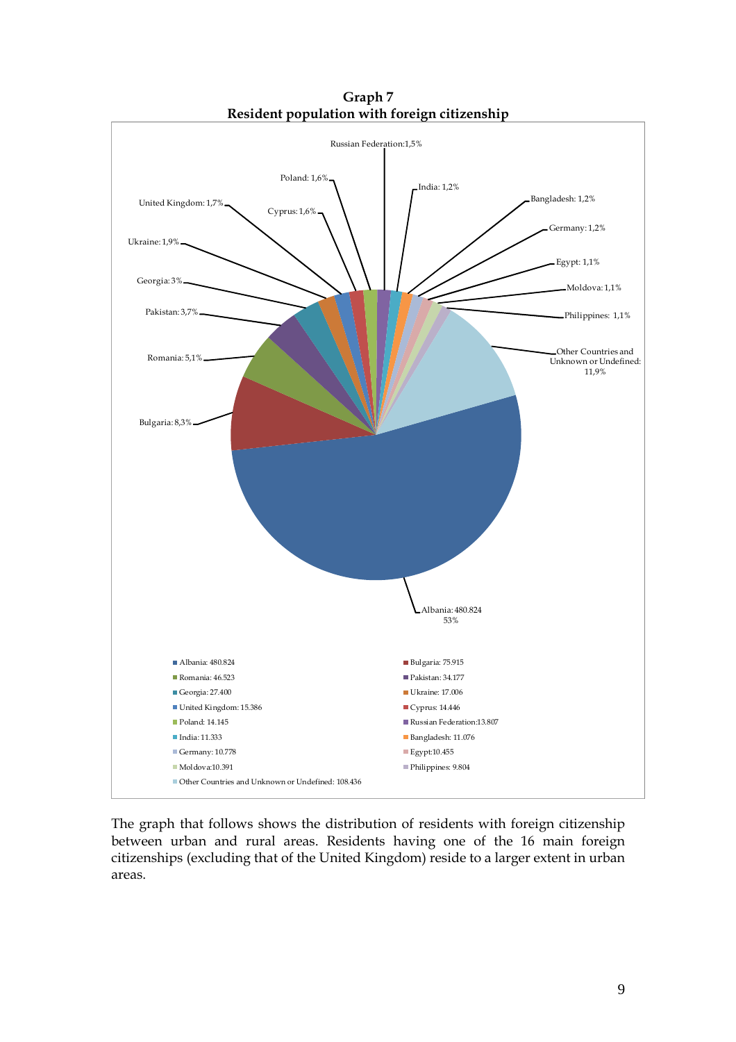**Graph 7**
**Resident population with foreign citizenship**

- Albania: 480.824
- Bulgaria: 75.915
- Romania: 46.523
- Pakistan: 34.177
- Georgia: 27.400
- Ukraine: 17.006
- United Kingdom: 15.386
- Cyprus: 14.446
- Poland: 14.145
- Russian Federation:13.807
- India: 11.333
- Bangladesh: 11.076
- Germany: 10.778
- Egypt:10.455
- Moldova:10.391
- Philippines: 9.804
- Other Countries and Unknown or Undefined: 108.436

The graph that follows shows the distribution of residents with foreign citizenship between urban and rural areas. Residents having one of the 16 main foreign citizenships (excluding that of the United Kingdom) reside to a larger extent in urban areas.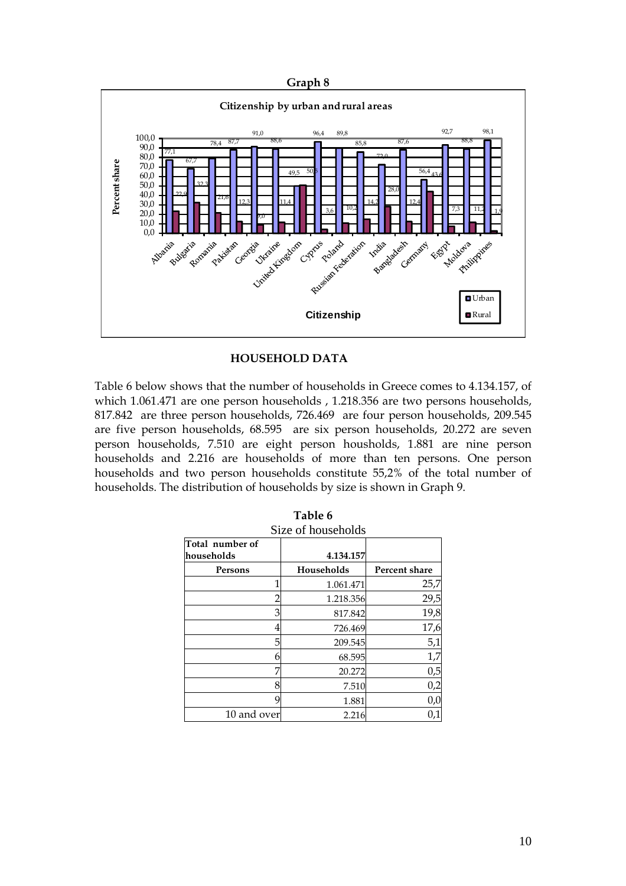**Graph 8**

**Citizenship by urban and rural areas**

| Citizenship | Urban | Rural |
|---|---|---|
| Albania | 77,1 | 22,9 |
| Bulgaria | 67,7 | 32,3 |
| Romania | 78,4 | 21,6 |
| Pakistan | 87,7 | 12,3 |
| Georgia | 91,0 | 9,0 |
| Ukraine | 88,6 | 11,4 |
| United Kingdom | 49,5 | 50,5 |
| Cyprus | 96,4 | 3,6 |
| Poland | 89,8 | 10,2 |
| Russian Federation | 85,8 | 14,2 |
| India | 72,0 | 28,0 |
| Bangladesh | 87,6 | 12,4 |
| Germany | 56,4 | 43,6 |
| Egypt | 92,7 | 7,3 |
| Moldova | 88,8 | 11,2 |
| Philippines | 98,1 | 1,9 |

## HOUSEHOLD DATA

Table 6 below shows that the number of households in Greece comes to 4.134.157, of which 1.061.471 are one person households , 1.218.356 are two persons households, 817.842 are three person households, 726.469 are four person households, 209.545 are five person households, 68.595 are six person households, 20.272 are seven person households, 7.510 are eight person housholds, 1.881 are nine person households and 2.216 are households of more than ten persons. One person households and two person households constitute 55,2% of the total number of households. The distribution of households by size is shown in Graph 9.

**Table 6**

Size of households

| Total number of households | 4.134.157 | |
|---|---|---|
| **Persons** | **Households** | **Percent share** |
| 1 | 1.061.471 | 25,7 |
| 2 | 1.218.356 | 29,5 |
| 3 | 817.842 | 19,8 |
| 4 | 726.469 | 17,6 |
| 5 | 209.545 | 5,1 |
| 6 | 68.595 | 1,7 |
| 7 | 20.272 | 0,5 |
| 8 | 7.510 | 0,2 |
| 9 | 1.881 | 0,0 |
| 10 and over | 2.216 | 0,1 |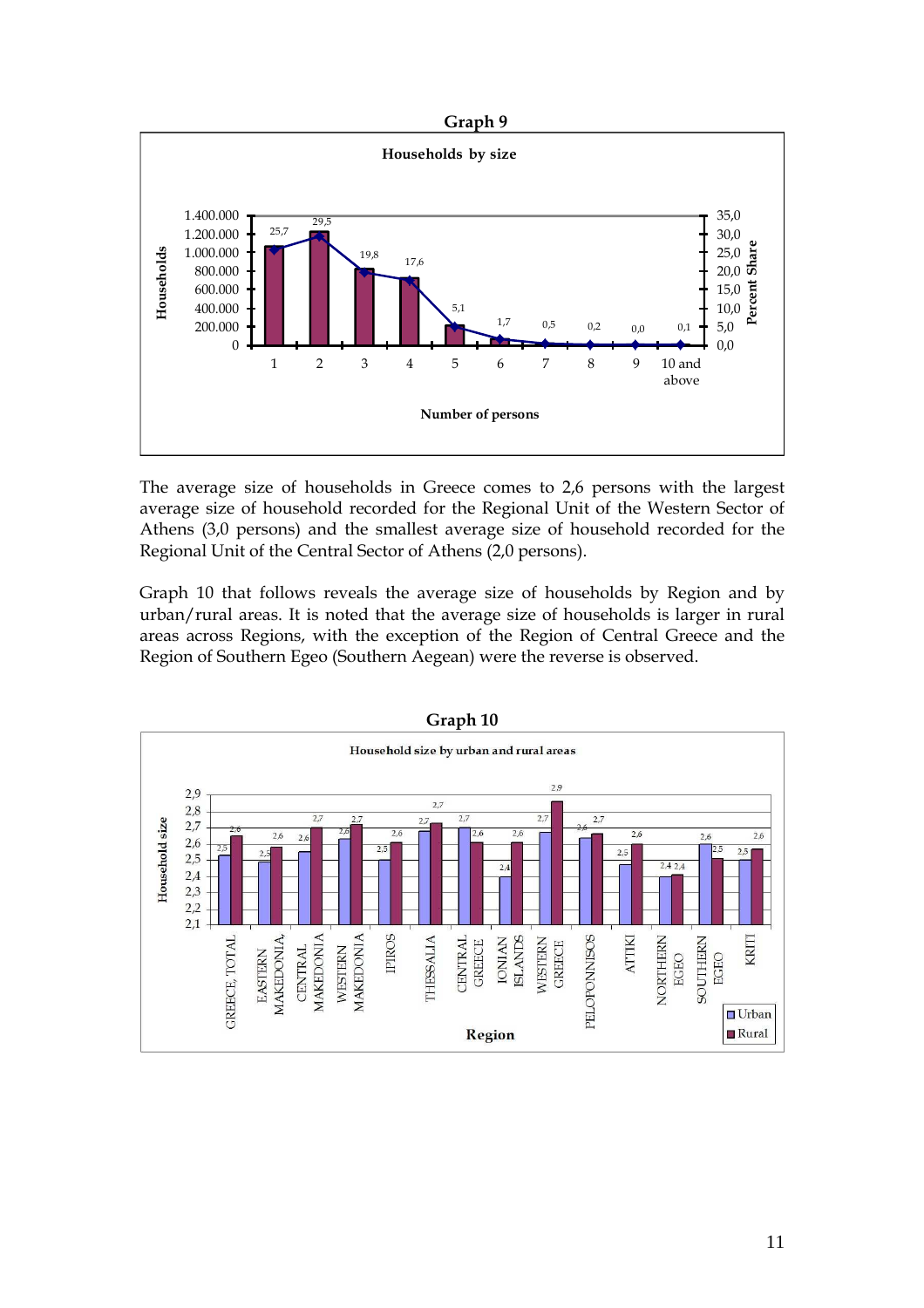**Graph 9**

**Households by size**

The average size of households in Greece comes to 2,6 persons with the largest average size of household recorded for the Regional Unit of the Western Sector of Athens (3,0 persons) and the smallest average size of household recorded for the Regional Unit of the Central Sector of Athens (2,0 persons).

Graph 10 that follows reveals the average size of households by Region and by urban/rural areas. It is noted that the average size of households is larger in rural areas across Regions, with the exception of the Region of Central Greece and the Region of Southern Egeo (Southern Aegean) were the reverse is observed.

**Graph 10**

**Household size by urban and rural areas**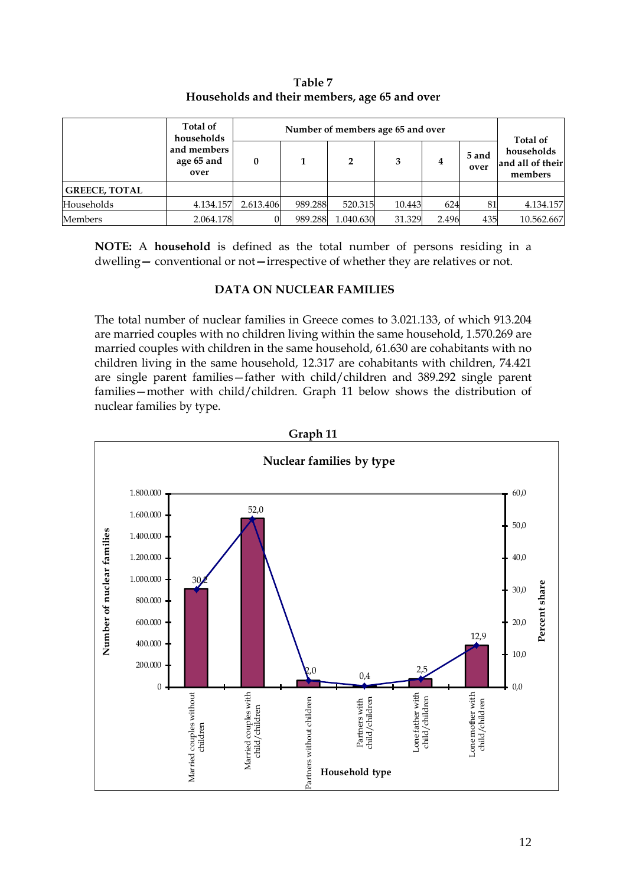**Table 7**
**Households and their members, age 65 and over**

| | Total of households and members age 65 and over | Number of members age 65 and over | | | | | | Total of households and all of their members |
|---|---|---|---|---|---|---|---|---|
| | | 0 | 1 | 2 | 3 | 4 | 5 and over | |
| **GREECE, TOTAL** | | | | | | | | |
| Households | 4.134.157 | 2.613.406 | 989.288 | 520.315 | 10.443 | 624 | 81 | 4.134.157 |
| Members | 2.064.178 | 0 | 989.288 | 1.040.630 | 31.329 | 2.496 | 435 | 10.562.667 |

**NOTE:** A **household** is defined as the total number of persons residing in a dwelling — conventional or not — irrespective of whether they are relatives or not.

### DATA ON NUCLEAR FAMILIES

The total number of nuclear families in Greece comes to 3.021.133, of which 913.204 are married couples with no children living within the same household, 1.570.269 are married couples with children in the same household, 61.630 are cohabitants with no children living in the same household, 12.317 are cohabitants with children, 74.421 are single parent families—father with child/children and 389.292 single parent families—mother with child/children. Graph 11 below shows the distribution of nuclear families by type.

**Graph 11**

**Nuclear families by type**

| Household type | Percent share |
|---|---|
| Married couples without children | 30,2 |
| Married couples with child/children | 52,0 |
| Partners without children | 2,0 |
| Partners with child/children | 0,4 |
| Lone father with child/children | 2,5 |
| Lone mother with child/children | 12,9 |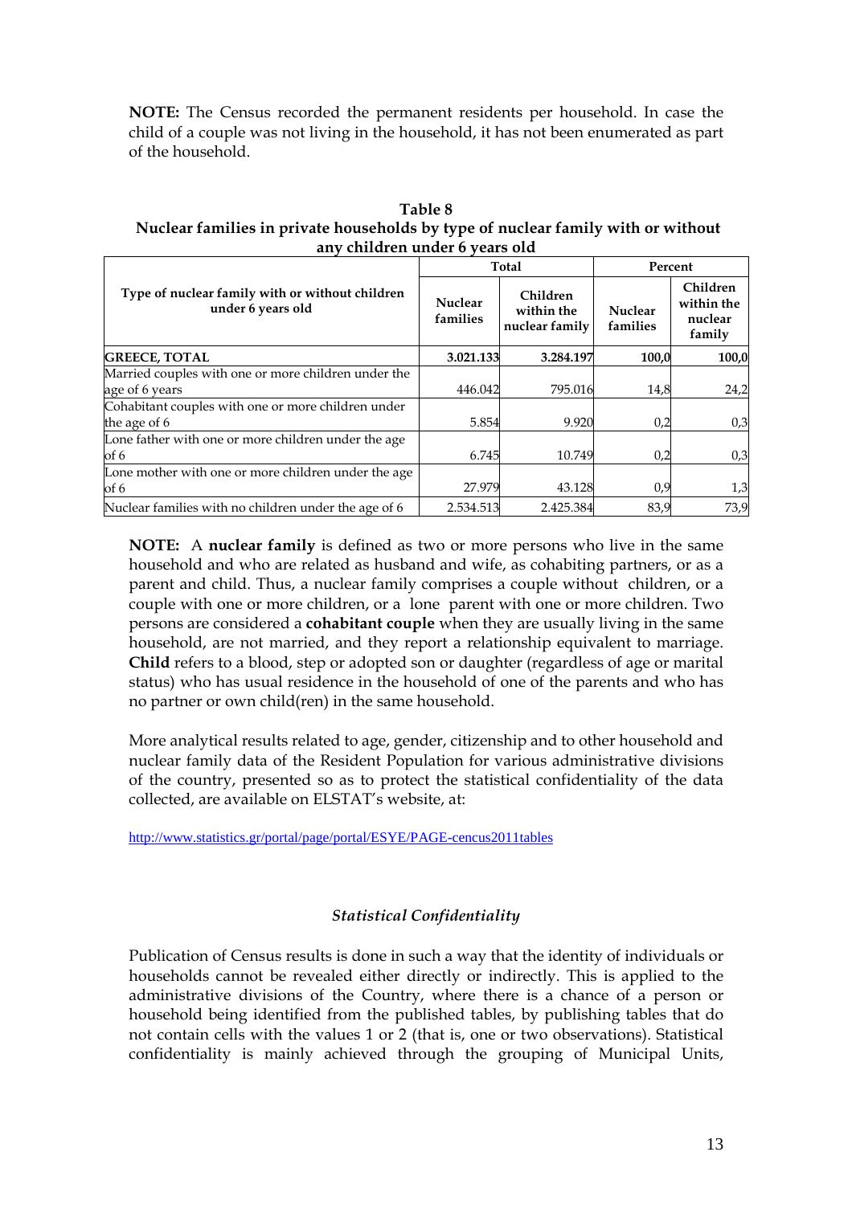**NOTE:** The Census recorded the permanent residents per household. In case the child of a couple was not living in the household, it has not been enumerated as part of the household.

**Table 8**
**Nuclear families in private households by type of nuclear family with or without any children under 6 years old**

| Type of nuclear family with or without children under 6 years old | Total | | Percent | |
|---|---|---|---|---|
| | Nuclear families | Children within the nuclear family | Nuclear families | Children within the nuclear family |
| **GREECE, TOTAL** | **3.021.133** | **3.284.197** | **100,0** | **100,0** |
| Married couples with one or more children under the age of 6 years | 446.042 | 795.016 | 14,8 | 24,2 |
| Cohabitant couples with one or more children under the age of 6 | 5.854 | 9.920 | 0,2 | 0,3 |
| Lone father with one or more children under the age of 6 | 6.745 | 10.749 | 0,2 | 0,3 |
| Lone mother with one or more children under the age of 6 | 27.979 | 43.128 | 0,9 | 1,3 |
| Nuclear families with no children under the age of 6 | 2.534.513 | 2.425.384 | 83,9 | 73,9 |

**NOTE:** A **nuclear family** is defined as two or more persons who live in the same household and who are related as husband and wife, as cohabiting partners, or as a parent and child. Thus, a nuclear family comprises a couple without children, or a couple with one or more children, or a lone parent with one or more children. Two persons are considered a **cohabitant couple** when they are usually living in the same household, are not married, and they report a relationship equivalent to marriage. **Child** refers to a blood, step or adopted son or daughter (regardless of age or marital status) who has usual residence in the household of one of the parents and who has no partner or own child(ren) in the same household.

More analytical results related to age, gender, citizenship and to other household and nuclear family data of the Resident Population for various administrative divisions of the country, presented so as to protect the statistical confidentiality of the data collected, are available on ELSTAT's website, at:

http://www.statistics.gr/portal/page/portal/ESYE/PAGE-cencus2011tables

### *Statistical Confidentiality*

Publication of Census results is done in such a way that the identity of individuals or households cannot be revealed either directly or indirectly. This is applied to the administrative divisions of the Country, where there is a chance of a person or household being identified from the published tables, by publishing tables that do not contain cells with the values 1 or 2 (that is, one or two observations). Statistical confidentiality is mainly achieved through the grouping of Municipal Units,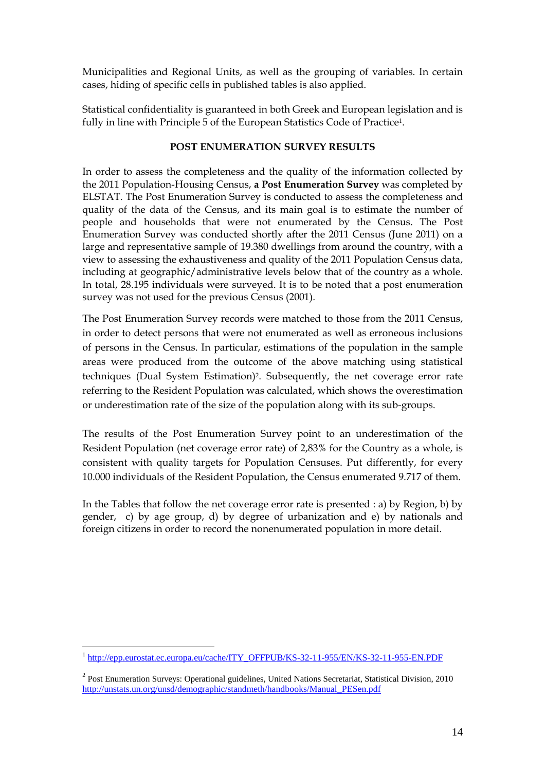Municipalities and Regional Units, as well as the grouping of variables. In certain cases, hiding of specific cells in published tables is also applied.

Statistical confidentiality is guaranteed in both Greek and European legislation and is fully in line with Principle 5 of the European Statistics Code of Practice[1].

## POST ENUMERATION SURVEY RESULTS

In order to assess the completeness and the quality of the information collected by the 2011 Population-Housing Census, **a Post Enumeration Survey** was completed by ELSTAT. The Post Enumeration Survey is conducted to assess the completeness and quality of the data of the Census, and its main goal is to estimate the number of people and households that were not enumerated by the Census. The Post Enumeration Survey was conducted shortly after the 2011 Census (June 2011) on a large and representative sample of 19.380 dwellings from around the country, with a view to assessing the exhaustiveness and quality of the 2011 Population Census data, including at geographic/administrative levels below that of the country as a whole. In total, 28.195 individuals were surveyed. It is to be noted that a post enumeration survey was not used for the previous Census (2001).

The Post Enumeration Survey records were matched to those from the 2011 Census, in order to detect persons that were not enumerated as well as erroneous inclusions of persons in the Census. In particular, estimations of the population in the sample areas were produced from the outcome of the above matching using statistical techniques (Dual System Estimation)[2]. Subsequently, the net coverage error rate referring to the Resident Population was calculated, which shows the overestimation or underestimation rate of the size of the population along with its sub-groups.

The results of the Post Enumeration Survey point to an underestimation of the Resident Population (net coverage error rate) of 2,83% for the Country as a whole, is consistent with quality targets for Population Censuses. Put differently, for every 10.000 individuals of the Resident Population, the Census enumerated 9.717 of them.

In the Tables that follow the net coverage error rate is presented : a) by Region, b) by gender, c) by age group, d) by degree of urbanization and e) by nationals and foreign citizens in order to record the nonenumerated population in more detail.

---

[1] http://epp.eurostat.ec.europa.eu/cache/ITY_OFFPUB/KS-32-11-955/EN/KS-32-11-955-EN.PDF

[2] Post Enumeration Surveys: Operational guidelines, United Nations Secretariat, Statistical Division, 2010 http://unstats.un.org/unsd/demographic/standmeth/handbooks/Manual_PESen.pdf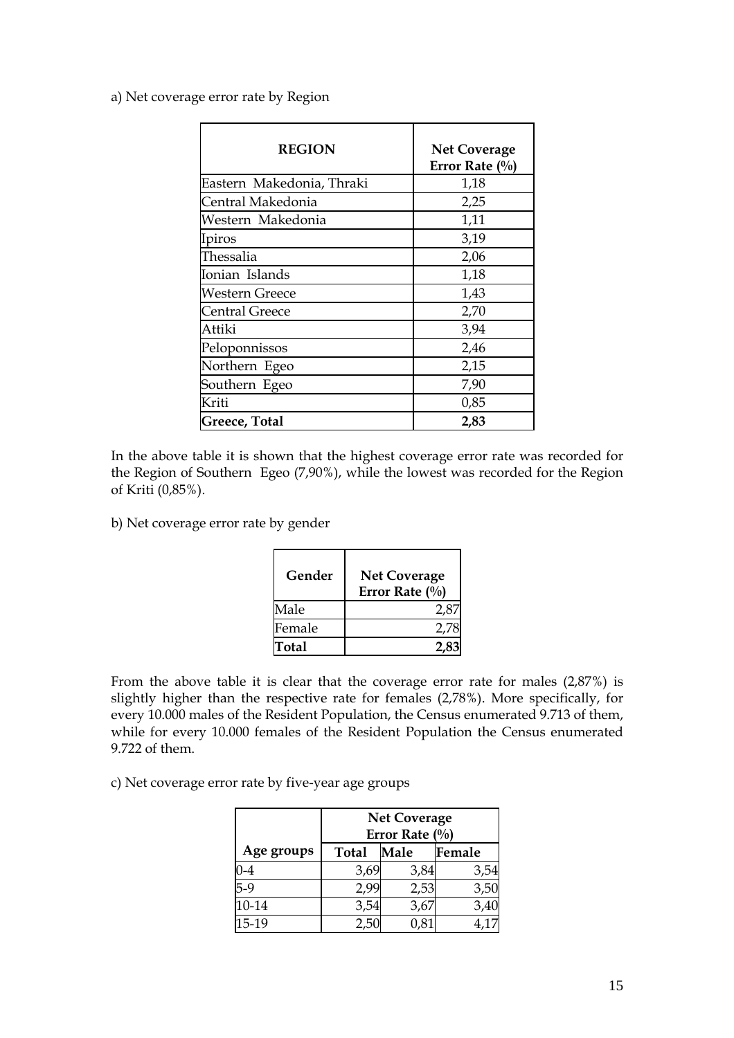a) Net coverage error rate by Region

| REGION | Net Coverage Error Rate (%) |
|---|---|
| Eastern Makedonia, Thraki | 1,18 |
| Central Makedonia | 2,25 |
| Western Makedonia | 1,11 |
| Ipiros | 3,19 |
| Thessalia | 2,06 |
| Ionian Islands | 1,18 |
| Western Greece | 1,43 |
| Central Greece | 2,70 |
| Attiki | 3,94 |
| Peloponnissos | 2,46 |
| Northern Egeo | 2,15 |
| Southern Egeo | 7,90 |
| Kriti | 0,85 |
| **Greece, Total** | **2,83** |

In the above table it is shown that the highest coverage error rate was recorded for the Region of Southern Egeo (7,90%), while the lowest was recorded for the Region of Kriti (0,85%).

b) Net coverage error rate by gender

| Gender | Net Coverage Error Rate (%) |
|---|---|
| Male | 2,87 |
| Female | 2,78 |
| **Total** | **2,83** |

From the above table it is clear that the coverage error rate for males (2,87%) is slightly higher than the respective rate for females (2,78%). More specifically, for every 10.000 males of the Resident Population, the Census enumerated 9.713 of them, while for every 10.000 females of the Resident Population the Census enumerated 9.722 of them.

c) Net coverage error rate by five-year age groups

| | Net Coverage Error Rate (%) | | |
|---|---|---|---|
| Age groups | Total | Male | Female |
| 0-4 | 3,69 | 3,84 | 3,54 |
| 5-9 | 2,99 | 2,53 | 3,50 |
| 10-14 | 3,54 | 3,67 | 3,40 |
| 15-19 | 2,50 | 0,81 | 4,17 |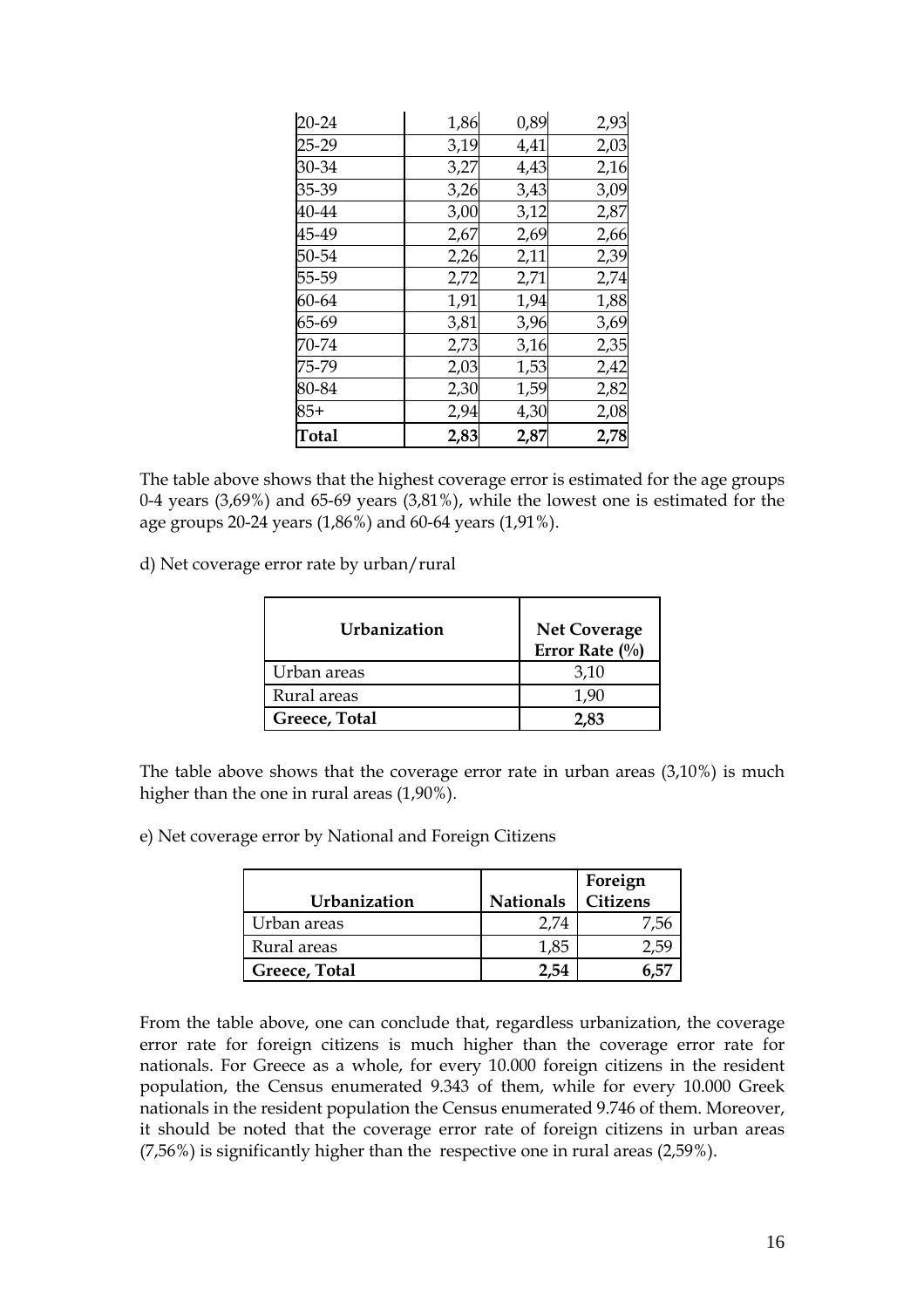| | | | |
|---|---|---|---|
| 20-24 | 1,86 | 0,89 | 2,93 |
| 25-29 | 3,19 | 4,41 | 2,03 |
| 30-34 | 3,27 | 4,43 | 2,16 |
| 35-39 | 3,26 | 3,43 | 3,09 |
| 40-44 | 3,00 | 3,12 | 2,87 |
| 45-49 | 2,67 | 2,69 | 2,66 |
| 50-54 | 2,26 | 2,11 | 2,39 |
| 55-59 | 2,72 | 2,71 | 2,74 |
| 60-64 | 1,91 | 1,94 | 1,88 |
| 65-69 | 3,81 | 3,96 | 3,69 |
| 70-74 | 2,73 | 3,16 | 2,35 |
| 75-79 | 2,03 | 1,53 | 2,42 |
| 80-84 | 2,30 | 1,59 | 2,82 |
| 85+ | 2,94 | 4,30 | 2,08 |
| **Total** | **2,83** | **2,87** | **2,78** |

The table above shows that the highest coverage error is estimated for the age groups 0-4 years (3,69%) and 65-69 years (3,81%), while the lowest one is estimated for the age groups 20-24 years (1,86%) and 60-64 years (1,91%).

d) Net coverage error rate by urban/rural

| Urbanization | Net Coverage Error Rate (%) |
|---|---|
| Urban areas | 3,10 |
| Rural areas | 1,90 |
| **Greece, Total** | **2,83** |

The table above shows that the coverage error rate in urban areas (3,10%) is much higher than the one in rural areas (1,90%).

e) Net coverage error by National and Foreign Citizens

| Urbanization | Nationals | Foreign Citizens |
|---|---|---|
| Urban areas | 2,74 | 7,56 |
| Rural areas | 1,85 | 2,59 |
| **Greece, Total** | **2,54** | **6,57** |

From the table above, one can conclude that, regardless urbanization, the coverage error rate for foreign citizens is much higher than the coverage error rate for nationals. For Greece as a whole, for every 10.000 foreign citizens in the resident population, the Census enumerated 9.343 of them, while for every 10.000 Greek nationals in the resident population the Census enumerated 9.746 of them. Moreover, it should be noted that the coverage error rate of foreign citizens in urban areas (7,56%) is significantly higher than the respective one in rural areas (2,59%).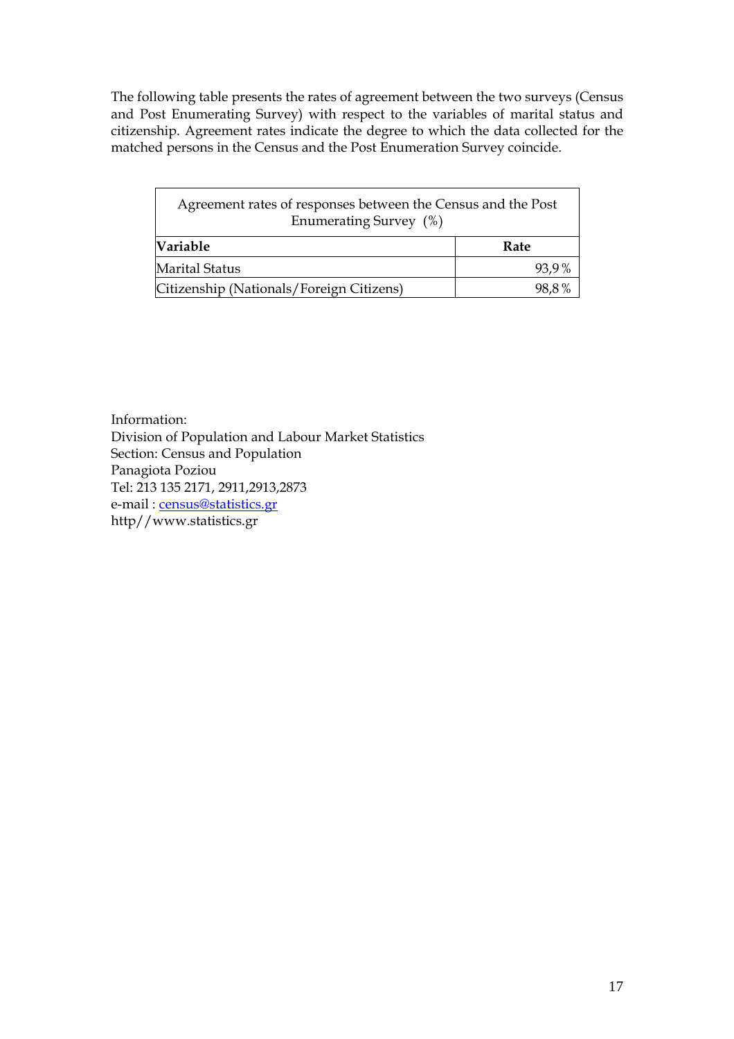The following table presents the rates of agreement between the two surveys (Census and Post Enumerating Survey) with respect to the variables of marital status and citizenship. Agreement rates indicate the degree to which the data collected for the matched persons in the Census and the Post Enumeration Survey coincide.

| Agreement rates of responses between the Census and the Post Enumerating Survey (%) | |
|---|---|
| **Variable** | **Rate** |
| Marital Status | 93,9 % |
| Citizenship (Nationals/Foreign Citizens) | 98,8 % |

Information:
Division of Population and Labour Market Statistics
Section: Census and Population
Panagiota Poziou
Tel: 213 135 2171, 2911,2913,2873
e-mail : census@statistics.gr
http//www.statistics.gr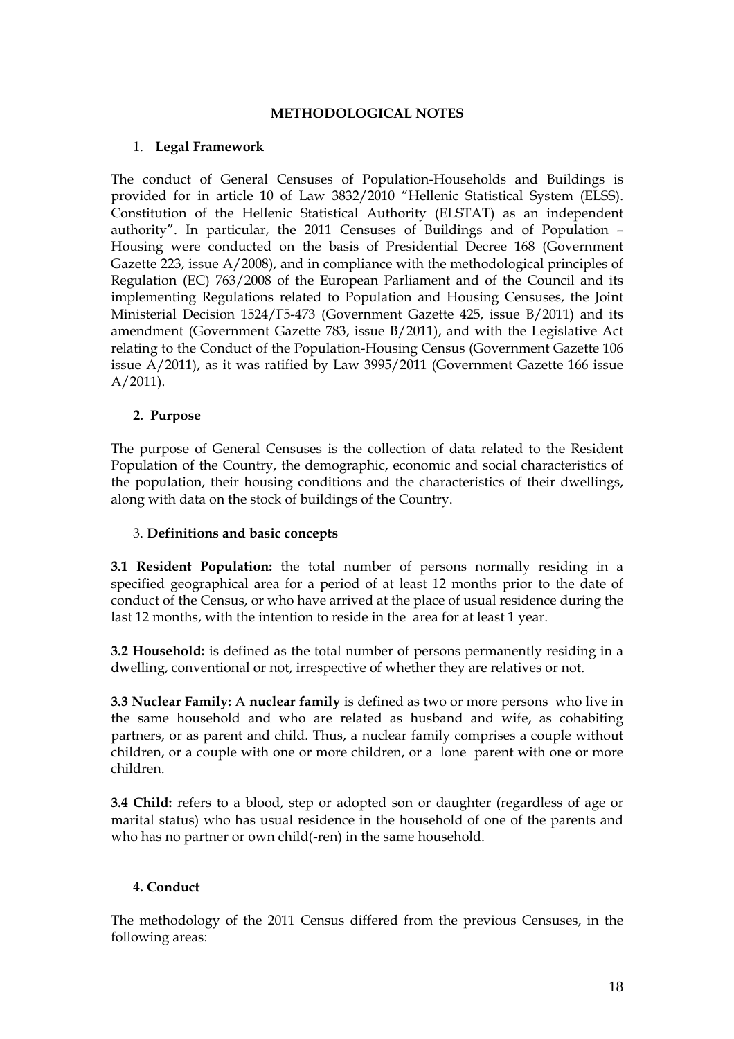# METHODOLOGICAL NOTES

## 1. Legal Framework

The conduct of General Censuses of Population-Households and Buildings is provided for in article 10 of Law 3832/2010 "Hellenic Statistical System (ELSS). Constitution of the Hellenic Statistical Authority (ELSTAT) as an independent authority". In particular, the 2011 Censuses of Buildings and of Population – Housing were conducted on the basis of Presidential Decree 168 (Government Gazette 223, issue A/2008), and in compliance with the methodological principles of Regulation (EC) 763/2008 of the European Parliament and of the Council and its implementing Regulations related to Population and Housing Censuses, the Joint Ministerial Decision 1524/Γ5-473 (Government Gazette 425, issue B/2011) and its amendment (Government Gazette 783, issue B/2011), and with the Legislative Act relating to the Conduct of the Population-Housing Census (Government Gazette 106 issue A/2011), as it was ratified by Law 3995/2011 (Government Gazette 166 issue A/2011).

## 2. Purpose

The purpose of General Censuses is the collection of data related to the Resident Population of the Country, the demographic, economic and social characteristics of the population, their housing conditions and the characteristics of their dwellings, along with data on the stock of buildings of the Country.

## 3. Definitions and basic concepts

**3.1 Resident Population:** the total number of persons normally residing in a specified geographical area for a period of at least 12 months prior to the date of conduct of the Census, or who have arrived at the place of usual residence during the last 12 months, with the intention to reside in the area for at least 1 year.

**3.2 Household:** is defined as the total number of persons permanently residing in a dwelling, conventional or not, irrespective of whether they are relatives or not.

**3.3 Nuclear Family:** A **nuclear family** is defined as two or more persons who live in the same household and who are related as husband and wife, as cohabiting partners, or as parent and child. Thus, a nuclear family comprises a couple without children, or a couple with one or more children, or a lone parent with one or more children.

**3.4 Child:** refers to a blood, step or adopted son or daughter (regardless of age or marital status) who has usual residence in the household of one of the parents and who has no partner or own child(-ren) in the same household.

## 4. Conduct

The methodology of the 2011 Census differed from the previous Censuses, in the following areas: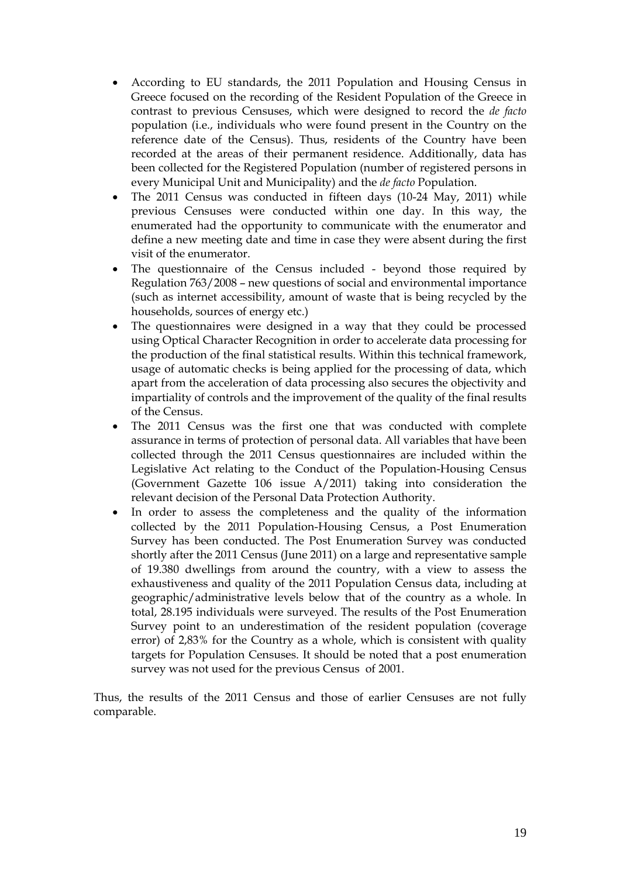- According to EU standards, the 2011 Population and Housing Census in Greece focused on the recording of the Resident Population of the Greece in contrast to previous Censuses, which were designed to record the *de facto* population (i.e., individuals who were found present in the Country on the reference date of the Census). Thus, residents of the Country have been recorded at the areas of their permanent residence. Additionally, data has been collected for the Registered Population (number of registered persons in every Municipal Unit and Municipality) and the *de facto* Population.
- The 2011 Census was conducted in fifteen days (10-24 May, 2011) while previous Censuses were conducted within one day. In this way, the enumerated had the opportunity to communicate with the enumerator and define a new meeting date and time in case they were absent during the first visit of the enumerator.
- The questionnaire of the Census included - beyond those required by Regulation 763/2008 – new questions of social and environmental importance (such as internet accessibility, amount of waste that is being recycled by the households, sources of energy etc.)
- The questionnaires were designed in a way that they could be processed using Optical Character Recognition in order to accelerate data processing for the production of the final statistical results. Within this technical framework, usage of automatic checks is being applied for the processing of data, which apart from the acceleration of data processing also secures the objectivity and impartiality of controls and the improvement of the quality of the final results of the Census.
- The 2011 Census was the first one that was conducted with complete assurance in terms of protection of personal data. All variables that have been collected through the 2011 Census questionnaires are included within the Legislative Act relating to the Conduct of the Population-Housing Census (Government Gazette 106 issue A/2011) taking into consideration the relevant decision of the Personal Data Protection Authority.
- In order to assess the completeness and the quality of the information collected by the 2011 Population-Housing Census, a Post Enumeration Survey has been conducted. The Post Enumeration Survey was conducted shortly after the 2011 Census (June 2011) on a large and representative sample of 19.380 dwellings from around the country, with a view to assess the exhaustiveness and quality of the 2011 Population Census data, including at geographic/administrative levels below that of the country as a whole. In total, 28.195 individuals were surveyed. The results of the Post Enumeration Survey point to an underestimation of the resident population (coverage error) of 2,83% for the Country as a whole, which is consistent with quality targets for Population Censuses. It should be noted that a post enumeration survey was not used for the previous Census of 2001.

Thus, the results of the 2011 Census and those of earlier Censuses are not fully comparable.